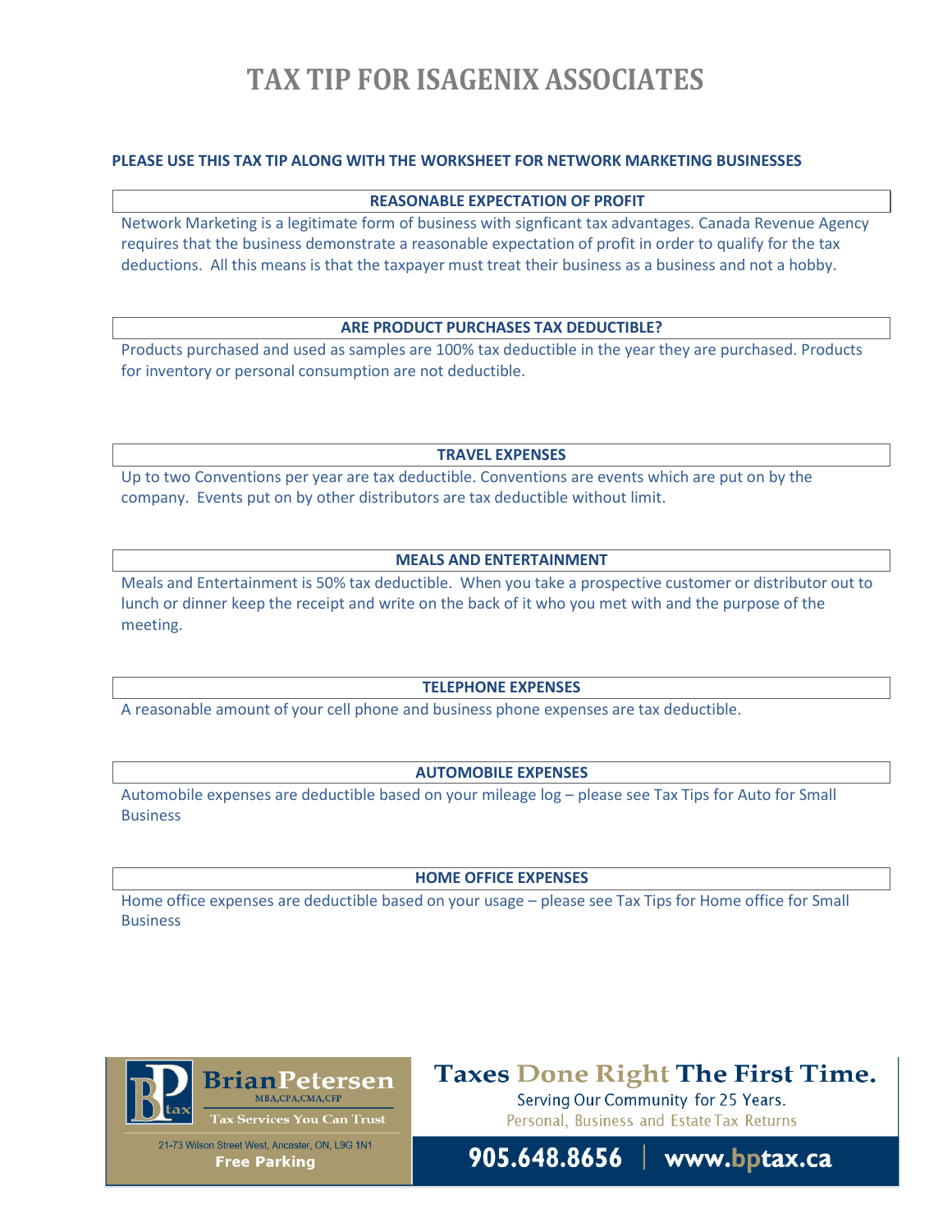# TAX TIP FOR ISAGENIX ASSOCIATES

**PLEASE USE THIS TAX TIP ALONG WITH THE WORKSHEET FOR NETWORK MARKETING BUSINESSES**

### REASONABLE EXPECTATION OF PROFIT

Network Marketing is a legitimate form of business with signficant tax advantages. Canada Revenue Agency requires that the business demonstrate a reasonable expectation of profit in order to qualify for the tax deductions. All this means is that the taxpayer must treat their business as a business and not a hobby.

### ARE PRODUCT PURCHASES TAX DEDUCTIBLE?

Products purchased and used as samples are 100% tax deductible in the year they are purchased. Products for inventory or personal consumption are not deductible.

### TRAVEL EXPENSES

Up to two Conventions per year are tax deductible. Conventions are events which are put on by the company. Events put on by other distributors are tax deductible without limit.

### MEALS AND ENTERTAINMENT

Meals and Entertainment is 50% tax deductible. When you take a prospective customer or distributor out to lunch or dinner keep the receipt and write on the back of it who you met with and the purpose of the meeting.

### TELEPHONE EXPENSES

A reasonable amount of your cell phone and business phone expenses are tax deductible.

### AUTOMOBILE EXPENSES

Automobile expenses are deductible based on your mileage log – please see Tax Tips for Auto for Small Business

### HOME OFFICE EXPENSES

Home office expenses are deductible based on your usage – please see Tax Tips for Home office for Small Business

**Brian Petersen** MBA,CPA,CMA,CFP
Tax Services You Can Trust

21-73 Wilson Street West, Ancaster, ON, L9G 1N1
**Free Parking**

**Taxes Done Right The First Time.**
Serving Our Community for 25 Years.
Personal, Business and Estate Tax Returns

**905.648.8656 | www.bptax.ca**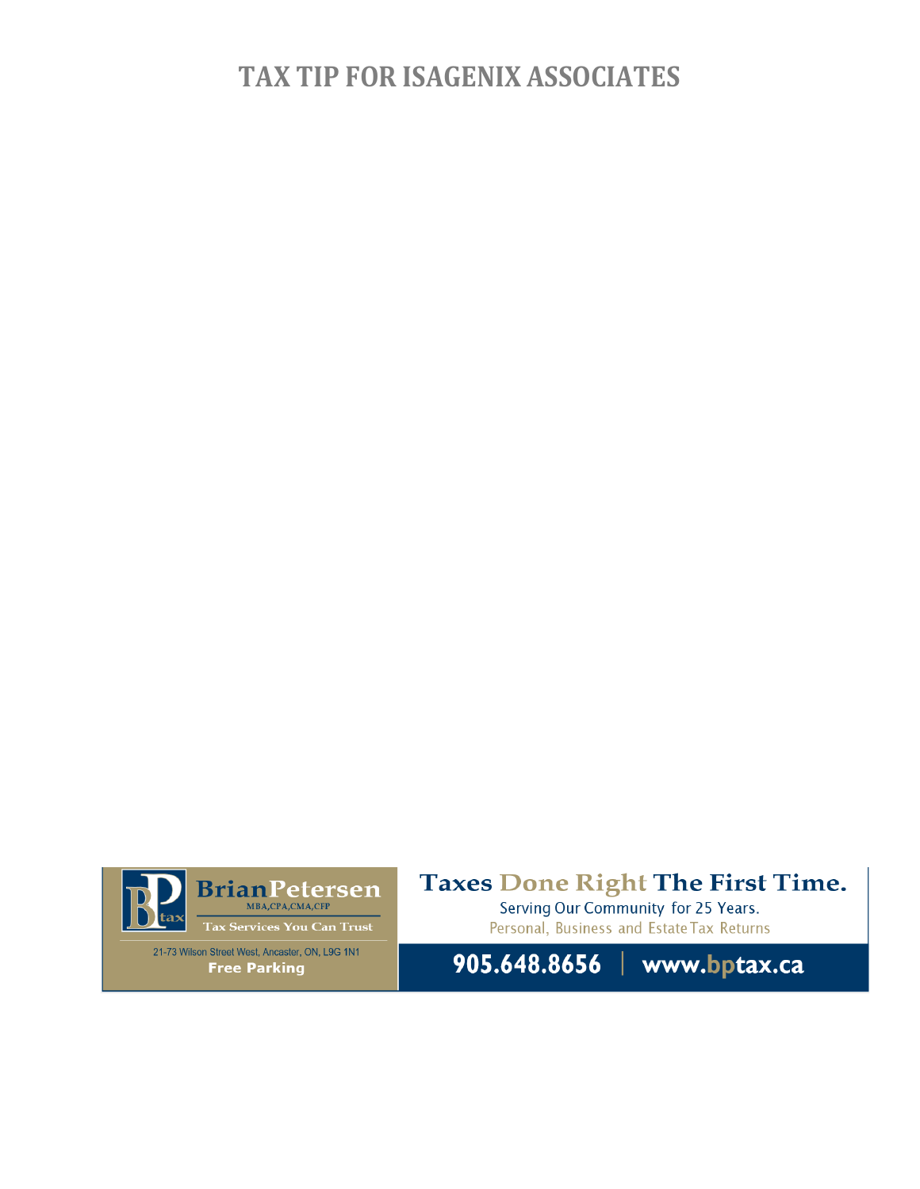# TAX TIP FOR ISAGENIX ASSOCIATES

**BrianPetersen**
MBA,CPA,CMA,CFP

Tax Services You Can Trust

21-73 Wilson Street West, Ancaster, ON, L9G 1N1
**Free Parking**

**Taxes Done Right The First Time.**

Serving Our Community for 25 Years.
Personal, Business and Estate Tax Returns

**905.648.8656 | www.bptax.ca**